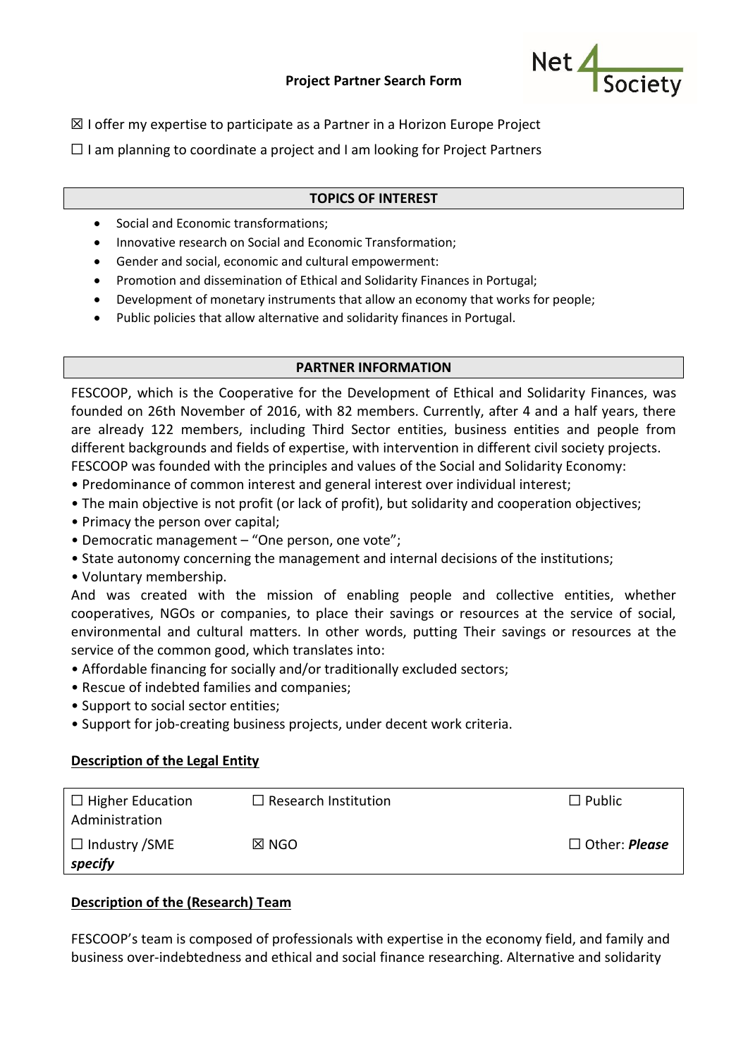**Project Partner Search Form**

☒ I offer my expertise to participate as a Partner in a Horizon Europe Project

☐ I am planning to coordinate a project and I am looking for Project Partners

## TOPICS OF INTEREST

- Social and Economic transformations;
- Innovative research on Social and Economic Transformation;
- Gender and social, economic and cultural empowerment:
- Promotion and dissemination of Ethical and Solidarity Finances in Portugal;
- Development of monetary instruments that allow an economy that works for people;
- Public policies that allow alternative and solidarity finances in Portugal.

## PARTNER INFORMATION

FESCOOP, which is the Cooperative for the Development of Ethical and Solidarity Finances, was founded on 26th November of 2016, with 82 members. Currently, after 4 and a half years, there are already 122 members, including Third Sector entities, business entities and people from different backgrounds and fields of expertise, with intervention in different civil society projects.
FESCOOP was founded with the principles and values of the Social and Solidarity Economy:

- Predominance of common interest and general interest over individual interest;
- The main objective is not profit (or lack of profit), but solidarity and cooperation objectives;
- Primacy the person over capital;
- Democratic management – "One person, one vote";
- State autonomy concerning the management and internal decisions of the institutions;
- Voluntary membership.

And was created with the mission of enabling people and collective entities, whether cooperatives, NGOs or companies, to place their savings or resources at the service of social, environmental and cultural matters. In other words, putting Their savings or resources at the service of the common good, which translates into:

- Affordable financing for socially and/or traditionally excluded sectors;
- Rescue of indebted families and companies;
- Support to social sector entities;
- Support for job-creating business projects, under decent work criteria.

### Description of the Legal Entity

| | | |
|---|---|---|
| ☐ Higher Education Administration | ☐ Research Institution | ☐ Public |
| ☐ Industry /SME | ☒ NGO | ☐ Other: ***Please specify*** |

### Description of the (Research) Team

FESCOOP's team is composed of professionals with expertise in the economy field, and family and business over-indebtedness and ethical and social finance researching. Alternative and solidarity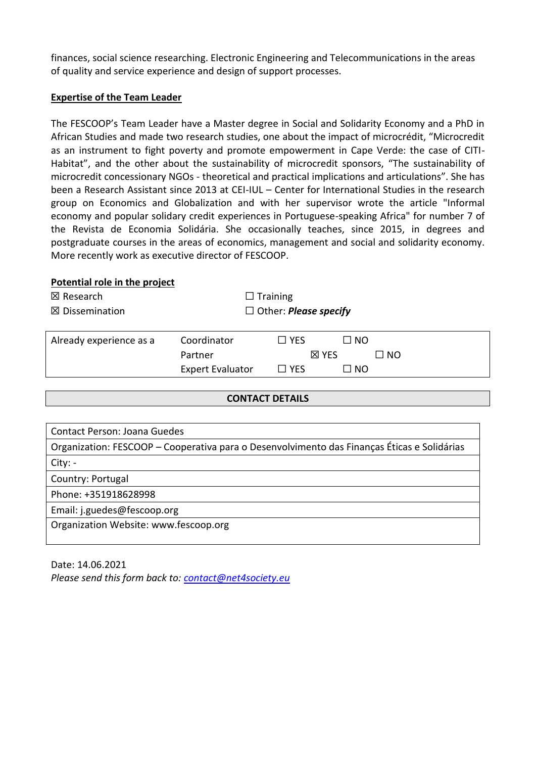finances, social science researching. Electronic Engineering and Telecommunications in the areas of quality and service experience and design of support processes.

**Expertise of the Team Leader**

The FESCOOP's Team Leader have a Master degree in Social and Solidarity Economy and a PhD in African Studies and made two research studies, one about the impact of microcrédit, "Microcredit as an instrument to fight poverty and promote empowerment in Cape Verde: the case of CITI-Habitat", and the other about the sustainability of microcredit sponsors, "The sustainability of microcredit concessionary NGOs - theoretical and practical implications and articulations". She has been a Research Assistant since 2013 at CEI-IUL – Center for International Studies in the research group on Economics and Globalization and with her supervisor wrote the article "Informal economy and popular solidary credit experiences in Portuguese-speaking Africa" for number 7 of the Revista de Economia Solidária. She occasionally teaches, since 2015, in degrees and postgraduate courses in the areas of economics, management and social and solidarity economy. More recently work as executive director of FESCOOP.

**Potential role in the project**

☒ Research ☐ Training
☒ Dissemination ☐ Other: ***Please specify***

| | | | |
|---|---|---|---|
| Already experience as a | Coordinator | ☐ YES | ☐ NO |
| | Partner | ☒ YES | ☐ NO |
| | Expert Evaluator | ☐ YES | ☐ NO |

**CONTACT DETAILS**

| |
|---|
| Contact Person: Joana Guedes |
| Organization: FESCOOP – Cooperativa para o Desenvolvimento das Finanças Éticas e Solidárias |
| City: - |
| Country: Portugal |
| Phone: +351918628998 |
| Email: j.guedes@fescoop.org |
| Organization Website: www.fescoop.org |

Date: 14.06.2021
*Please send this form back to: contact@net4society.eu*